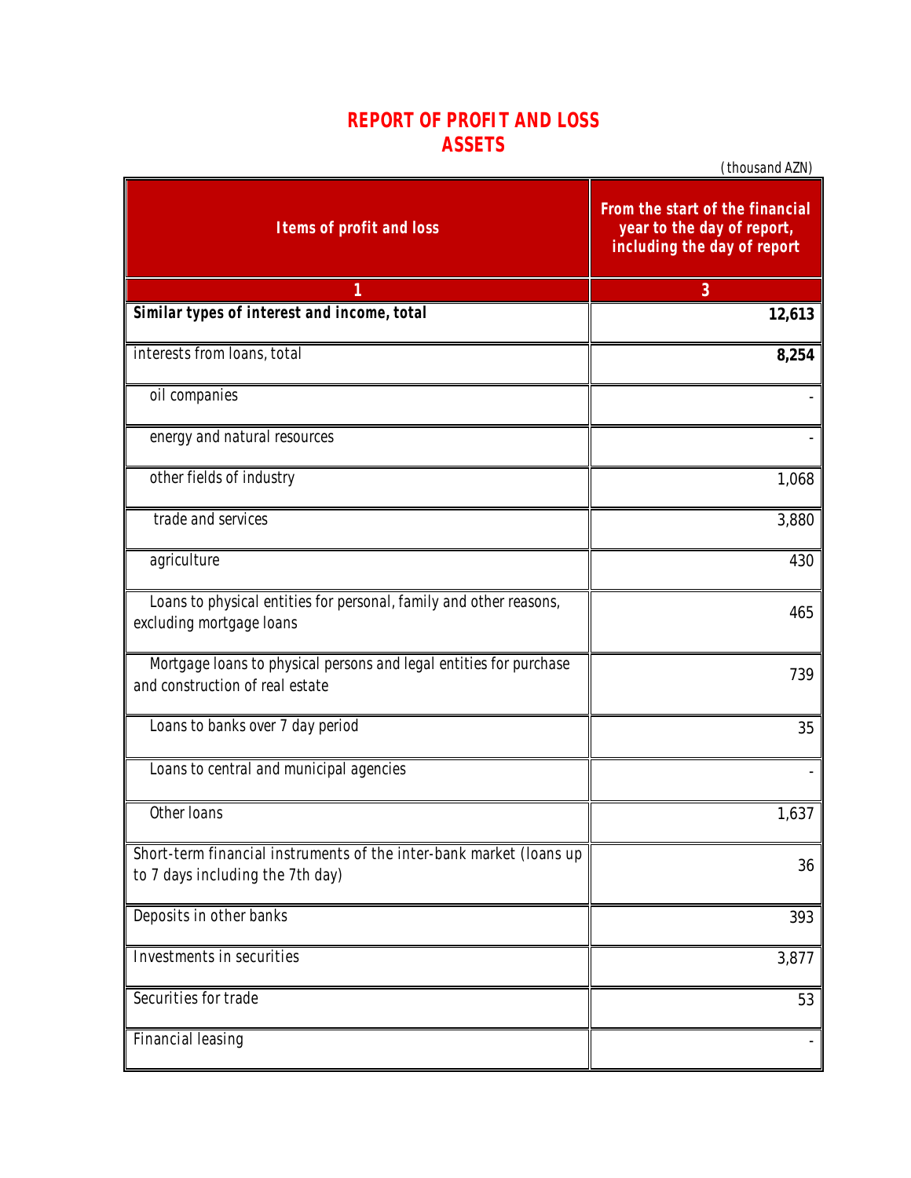# REPORT OF PROFIT AND LOSS
## ASSETS

(thousand AZN)

| Items of profit and loss | From the start of the financial year to the day of report, including the day of report |
|---|---|
| 1 | 3 |
| **Similar types of interest and income, total** | **12,613** |
| interests from loans, total | **8,254** |
| oil companies | - |
| energy and natural resources | - |
| other fields of industry | 1,068 |
| trade and services | 3,880 |
| agriculture | 430 |
| Loans to physical entities for personal, family and other reasons, excluding mortgage loans | 465 |
| Mortgage loans to physical persons and legal entities for purchase and construction of real estate | 739 |
| Loans to banks over 7 day period | 35 |
| Loans to central and municipal agencies | - |
| Other loans | 1,637 |
| Short-term financial instruments of the inter-bank market (loans up to 7 days including the 7th day) | 36 |
| Deposits in other banks | 393 |
| Investments in securities | 3,877 |
| Securities for trade | 53 |
| Financial leasing | - |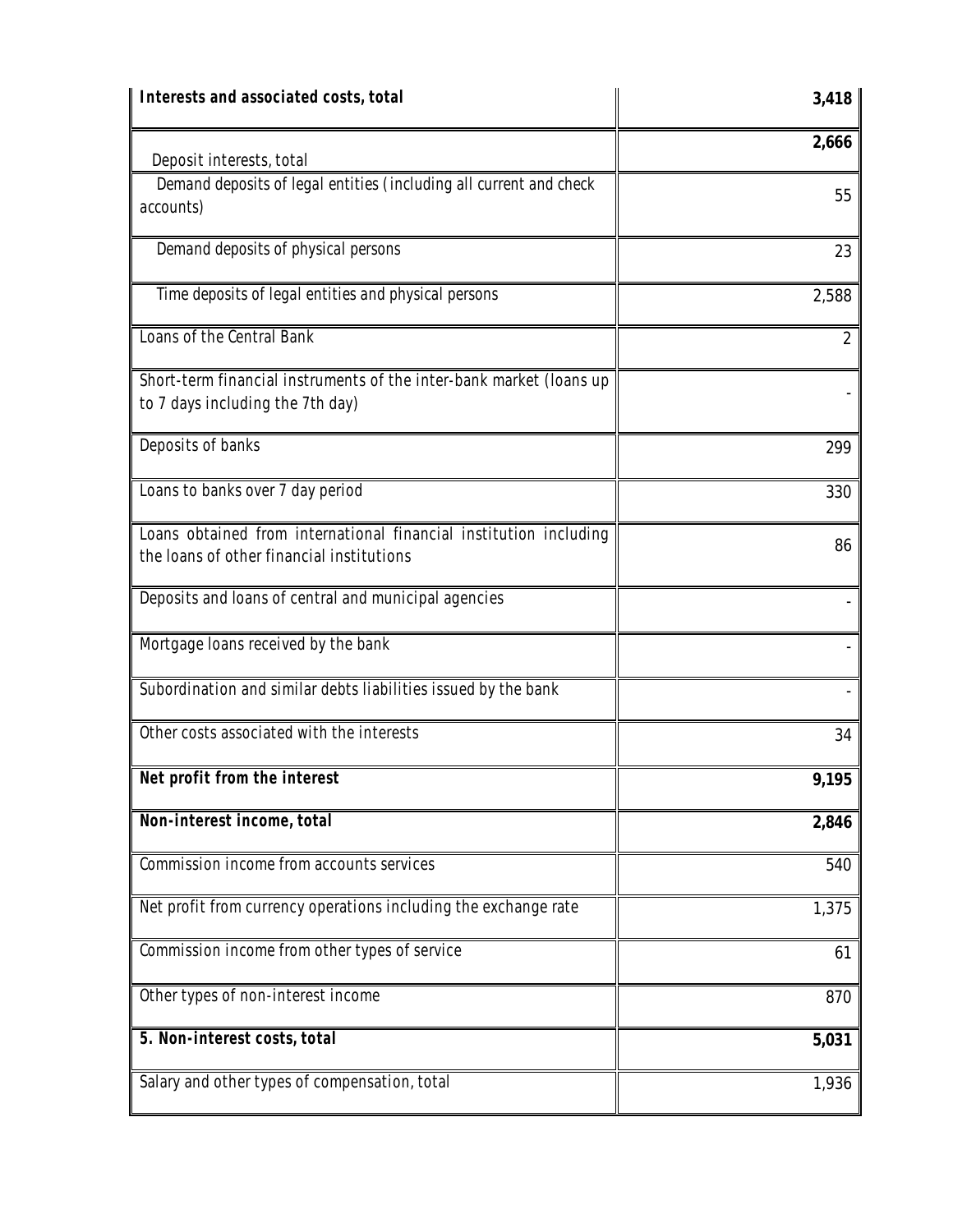| **Interests and associated costs, total** | **3,418** |
|---|---|
| Deposit interests, total | **2,666** |
| Demand deposits of legal entities (including all current and check accounts) | 55 |
| Demand deposits of physical persons | 23 |
| Time deposits of legal entities and physical persons | 2,588 |
| Loans of the Central Bank | 2 |
| Short-term financial instruments of the inter-bank market (loans up to 7 days including the 7th day) | - |
| Deposits of banks | 299 |
| Loans to banks over 7 day period | 330 |
| Loans obtained from international financial institution including the loans of other financial institutions | 86 |
| Deposits and loans of central and municipal agencies | - |
| Mortgage loans received by the bank | - |
| Subordination and similar debts liabilities issued by the bank | - |
| Other costs associated with the interests | 34 |
| **Net profit from the interest** | **9,195** |
| **Non-interest income, total** | **2,846** |
| Commission income from accounts services | 540 |
| Net profit from currency operations including the exchange rate | 1,375 |
| Commission income from other types of service | 61 |
| Other types of non-interest income | 870 |
| **5. Non-interest costs, total** | **5,031** |
| Salary and other types of compensation, total | 1,936 |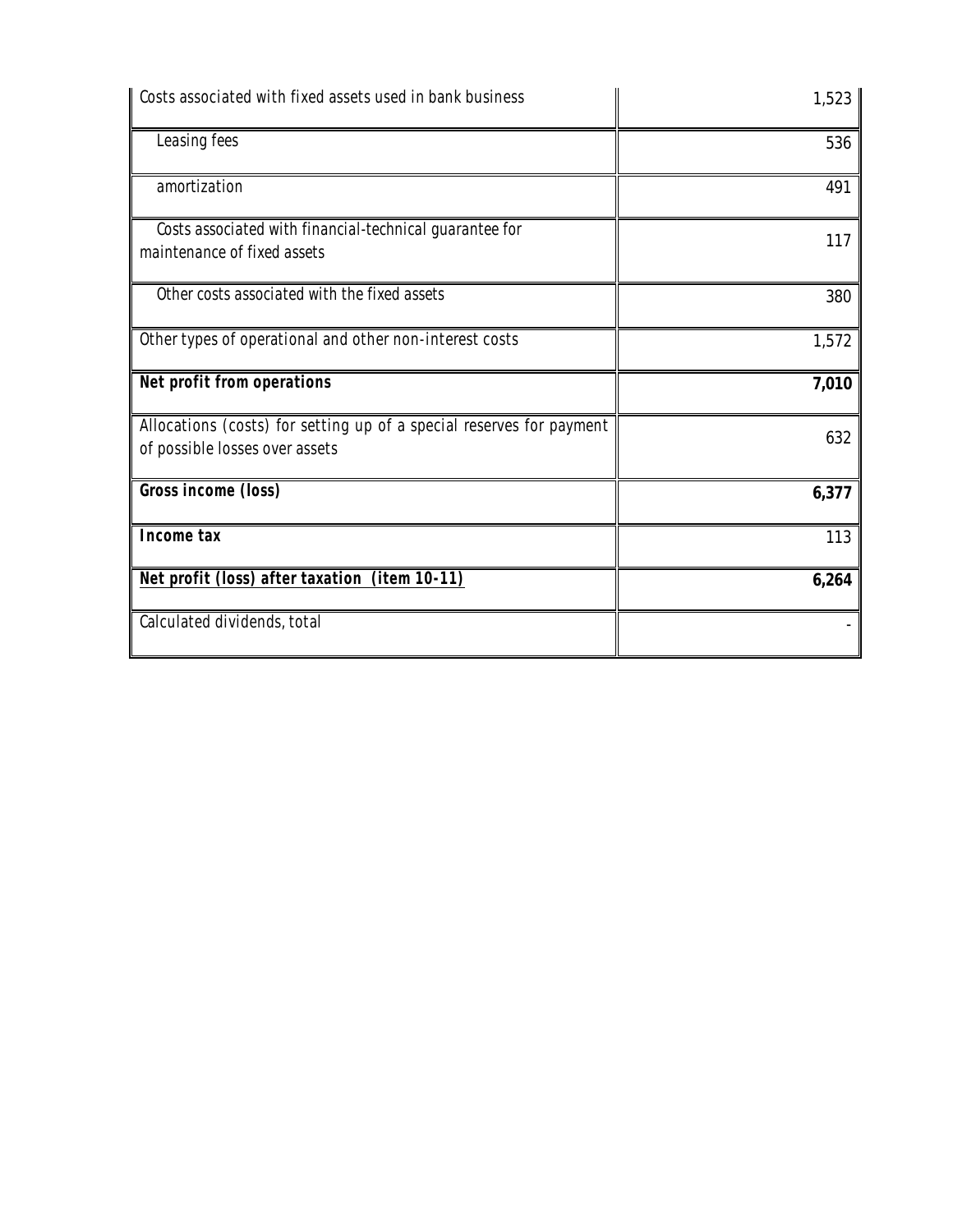| | |
|---|---|
| Costs associated with fixed assets used in bank business | 1,523 |
| Leasing fees | 536 |
| amortization | 491 |
| Costs associated with financial-technical guarantee for maintenance of fixed assets | 117 |
| Other costs associated with the fixed assets | 380 |
| Other types of operational and other non-interest costs | 1,572 |
| **Net profit from operations** | **7,010** |
| Allocations (costs) for setting up of a special reserves for payment of possible losses over assets | 632 |
| **Gross income (loss)** | **6,377** |
| **Income tax** | 113 |
| **Net profit (loss) after taxation (item 10-11)** | **6,264** |
| Calculated dividends, total | - |